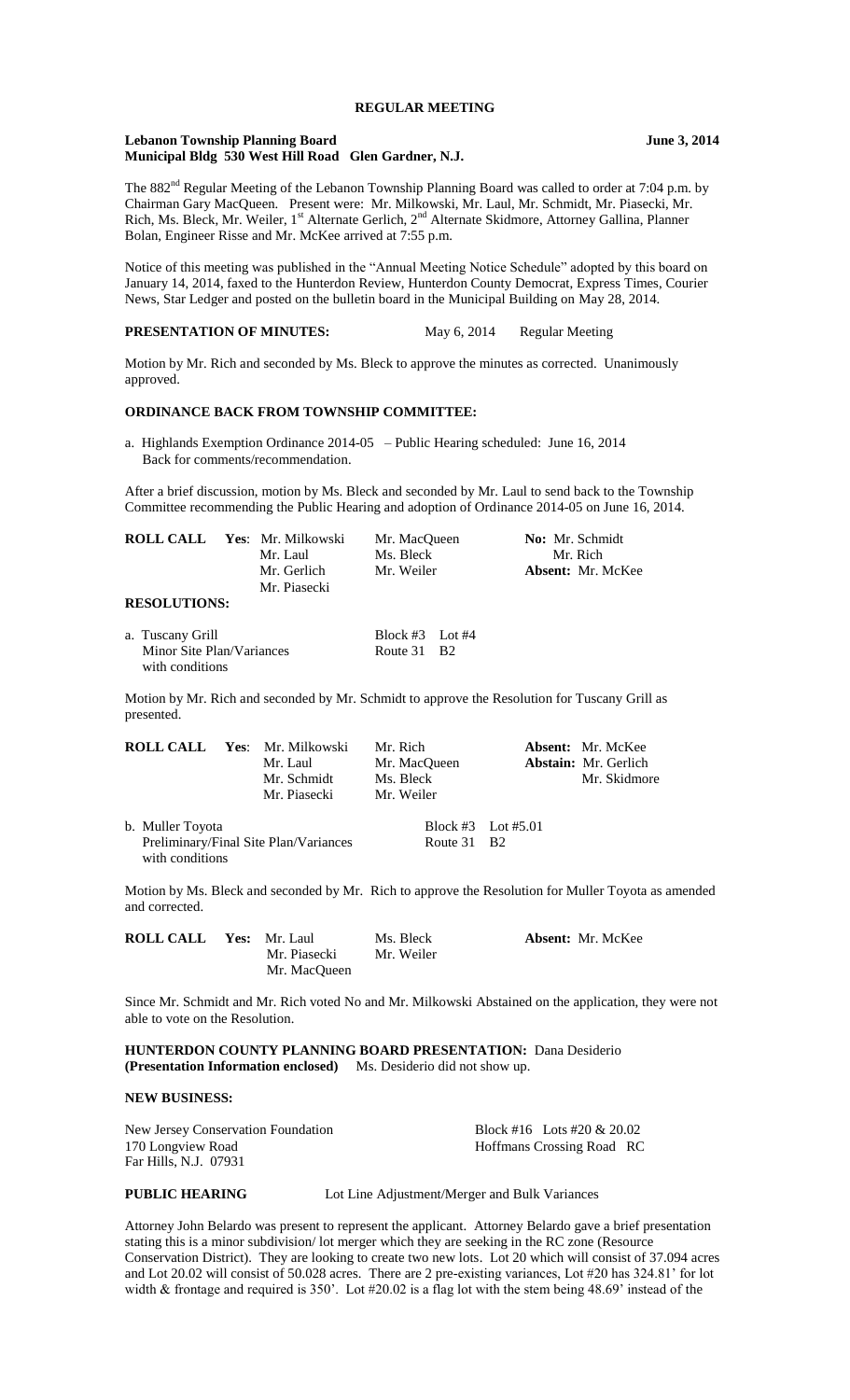# REGULAR MEETING

**Lebanon Township Planning Board** **June 3, 2014**
**Municipal Bldg 530 West Hill Road Glen Gardner, N.J.**

The 882nd Regular Meeting of the Lebanon Township Planning Board was called to order at 7:04 p.m. by Chairman Gary MacQueen. Present were: Mr. Milkowski, Mr. Laul, Mr. Schmidt, Mr. Piasecki, Mr. Rich, Ms. Bleck, Mr. Weiler, 1st Alternate Gerlich, 2nd Alternate Skidmore, Attorney Gallina, Planner Bolan, Engineer Risse and Mr. McKee arrived at 7:55 p.m.

Notice of this meeting was published in the "Annual Meeting Notice Schedule" adopted by this board on January 14, 2014, faxed to the Hunterdon Review, Hunterdon County Democrat, Express Times, Courier News, Star Ledger and posted on the bulletin board in the Municipal Building on May 28, 2014.

**PRESENTATION OF MINUTES:** May 6, 2014 Regular Meeting

Motion by Mr. Rich and seconded by Ms. Bleck to approve the minutes as corrected. Unanimously approved.

**ORDINANCE BACK FROM TOWNSHIP COMMITTEE:**

a. Highlands Exemption Ordinance 2014-05 – Public Hearing scheduled: June 16, 2014
Back for comments/recommendation.

After a brief discussion, motion by Ms. Bleck and seconded by Mr. Laul to send back to the Township Committee recommending the Public Hearing and adoption of Ordinance 2014-05 on June 16, 2014.

**ROLL CALL** **Yes**: Mr. Milkowski, Mr. MacQueen, Mr. Laul, Ms. Bleck, Mr. Gerlich, Mr. Weiler, Mr. Piasecki
**No:** Mr. Schmidt, Mr. Rich
**Absent:** Mr. McKee

**RESOLUTIONS:**

a. Tuscany Grill — Block #3 Lot #4
Minor Site Plan/Variances — Route 31 B2
with conditions

Motion by Mr. Rich and seconded by Mr. Schmidt to approve the Resolution for Tuscany Grill as presented.

**ROLL CALL** **Yes**: Mr. Milkowski, Mr. Rich, Mr. Laul, Mr. MacQueen, Mr. Schmidt, Ms. Bleck, Mr. Piasecki, Mr. Weiler
**Absent:** Mr. McKee
**Abstain:** Mr. Gerlich, Mr. Skidmore

b. Muller Toyota — Block #3 Lot #5.01
Preliminary/Final Site Plan/Variances — Route 31 B2
with conditions

Motion by Ms. Bleck and seconded by Mr. Rich to approve the Resolution for Muller Toyota as amended and corrected.

**ROLL CALL** **Yes:** Mr. Laul, Ms. Bleck, Mr. Piasecki, Mr. Weiler, Mr. MacQueen
**Absent:** Mr. McKee

Since Mr. Schmidt and Mr. Rich voted No and Mr. Milkowski Abstained on the application, they were not able to vote on the Resolution.

**HUNTERDON COUNTY PLANNING BOARD PRESENTATION:** Dana Desiderio
**(Presentation Information enclosed)** Ms. Desiderio did not show up.

**NEW BUSINESS:**

New Jersey Conservation Foundation — Block #16 Lots #20 & 20.02
170 Longview Road — Hoffmans Crossing Road RC
Far Hills, N.J. 07931

**PUBLIC HEARING** Lot Line Adjustment/Merger and Bulk Variances

Attorney John Belardo was present to represent the applicant. Attorney Belardo gave a brief presentation stating this is a minor subdivision/ lot merger which they are seeking in the RC zone (Resource Conservation District). They are looking to create two new lots. Lot 20 which will consist of 37.094 acres and Lot 20.02 will consist of 50.028 acres. There are 2 pre-existing variances, Lot #20 has 324.81' for lot width & frontage and required is 350'. Lot #20.02 is a flag lot with the stem being 48.69' instead of the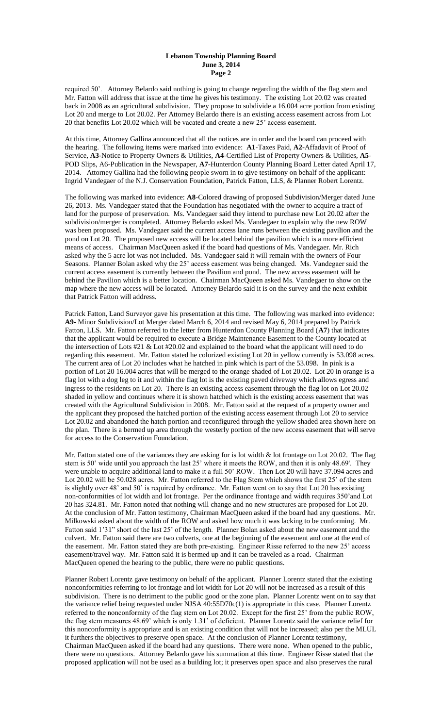required 50'. Attorney Belardo said nothing is going to change regarding the width of the flag stem and Mr. Fatton will address that issue at the time he gives his testimony. The existing Lot 20.02 was created back in 2008 as an agricultural subdivision. They propose to subdivide a 16.004 acre portion from existing Lot 20 and merge to Lot 20.02. Per Attorney Belardo there is an existing access easement across from Lot 20 that benefits Lot 20.02 which will be vacated and create a new 25' access easement.

At this time, Attorney Gallina announced that all the notices are in order and the board can proceed with the hearing. The following items were marked into evidence: **A1**-Taxes Paid, **A2**-Affadavit of Proof of Service, **A3**-Notice to Property Owners & Utilities, **A4**-Certified List of Property Owners & Utilities, **A5**-POD Slips, A6-Publication in the Newspaper, **A7**-Hunterdon County Planning Board Letter dated April 17, 2014. Attorney Gallina had the following people sworn in to give testimony on behalf of the applicant: Ingrid Vandegaer of the N.J. Conservation Foundation, Patrick Fatton, LLS, & Planner Robert Lorentz.

The following was marked into evidence: **A8**-Colored drawing of proposed Subdivision/Merger dated June 26, 2013. Ms. Vandegaer stated that the Foundation has negotiated with the owner to acquire a tract of land for the purpose of preservation. Ms. Vandegaer said they intend to purchase new Lot 20.02 after the subdivision/merger is completed. Attorney Belardo asked Ms. Vandegaer to explain why the new ROW was been proposed. Ms. Vandegaer said the current access lane runs between the existing pavilion and the pond on Lot 20. The proposed new access will be located behind the pavilion which is a more efficient means of access. Chairman MacQueen asked if the board had questions of Ms. Vandegaer. Mr. Rich asked why the 5 acre lot was not included. Ms. Vandegaer said it will remain with the owners of Four Seasons. Planner Bolan asked why the 25' access easement was being changed. Ms. Vandegaer said the current access easement is currently between the Pavilion and pond. The new access easement will be behind the Pavilion which is a better location. Chairman MacQueen asked Ms. Vandegaer to show on the map where the new access will be located. Attorney Belardo said it is on the survey and the next exhibit that Patrick Fatton will address.

Patrick Fatton, Land Surveyor gave his presentation at this time. The following was marked into evidence: **A9**- Minor Subdivision/Lot Merger dated March 6, 2014 and revised May 6, 2014 prepared by Patrick Fatton, LLS. Mr. Fatton referred to the letter from Hunterdon County Planning Board (**A7**) that indicates that the applicant would be required to execute a Bridge Maintenance Easement to the County located at the intersection of Lots #21 & Lot #20.02 and explained to the board what the applicant will need to do regarding this easement. Mr. Fatton stated he colorized existing Lot 20 in yellow currently is 53.098 acres. The current area of Lot 20 includes what he hatched in pink which is part of the 53.098. In pink is a portion of Lot 20 16.004 acres that will be merged to the orange shaded of Lot 20.02. Lot 20 in orange is a flag lot with a dog leg to it and within the flag lot is the existing paved driveway which allows egress and ingress to the residents on Lot 20. There is an existing access easement through the flag lot on Lot 20.02 shaded in yellow and continues where it is shown hatched which is the existing access easement that was created with the Agricultural Subdivision in 2008. Mr. Fatton said at the request of a property owner and the applicant they proposed the hatched portion of the existing access easement through Lot 20 to service Lot 20.02 and abandoned the hatch portion and reconfigured through the yellow shaded area shown here on the plan. There is a bermed up area through the westerly portion of the new access easement that will serve for access to the Conservation Foundation.

Mr. Fatton stated one of the variances they are asking for is lot width & lot frontage on Lot 20.02. The flag stem is 50' wide until you approach the last 25' where it meets the ROW, and then it is only 48.69'. They were unable to acquire additional land to make it a full 50' ROW. Then Lot 20 will have 37.094 acres and Lot 20.02 will be 50.028 acres. Mr. Fatton referred to the Flag Stem which shows the first 25' of the stem is slightly over 48' and 50' is required by ordinance. Mr. Fatton went on to say that Lot 20 has existing non-conformities of lot width and lot frontage. Per the ordinance frontage and width requires 350' and Lot 20 has 324.81. Mr. Fatton noted that nothing will change and no new structures are proposed for Lot 20. At the conclusion of Mr. Fatton testimony, Chairman MacQueen asked if the board had any questions. Mr. Milkowski asked about the width of the ROW and asked how much it was lacking to be conforming. Mr. Fatton said 1'31" short of the last 25' of the length. Planner Bolan asked about the new easement and the culvert. Mr. Fatton said there are two culverts, one at the beginning of the easement and one at the end of the easement. Mr. Fatton stated they are both pre-existing. Engineer Risse referred to the new 25' access easement/travel way. Mr. Fatton said it is bermed up and it can be traveled as a road. Chairman MacQueen opened the hearing to the public, there were no public questions.

Planner Robert Lorentz gave testimony on behalf of the applicant. Planner Lorentz stated that the existing nonconformities referring to lot frontage and lot width for Lot 20 will not be increased as a result of this subdivision. There is no detriment to the public good or the zone plan. Planner Lorentz went on to say that the variance relief being requested under NJSA 40:55D70c(1) is appropriate in this case. Planner Lorentz referred to the nonconformity of the flag stem on Lot 20.02. Except for the first 25' from the public ROW, the flag stem measures 48.69' which is only 1.31' of deficient. Planner Lorentz said the variance relief for this nonconformity is appropriate and is an existing condition that will not be increased; also per the MLUL it furthers the objectives to preserve open space. At the conclusion of Planner Lorentz testimony, Chairman MacQueen asked if the board had any questions. There were none. When opened to the public, there were no questions. Attorney Belardo gave his summation at this time. Engineer Risse stated that the proposed application will not be used as a building lot; it preserves open space and also preserves the rural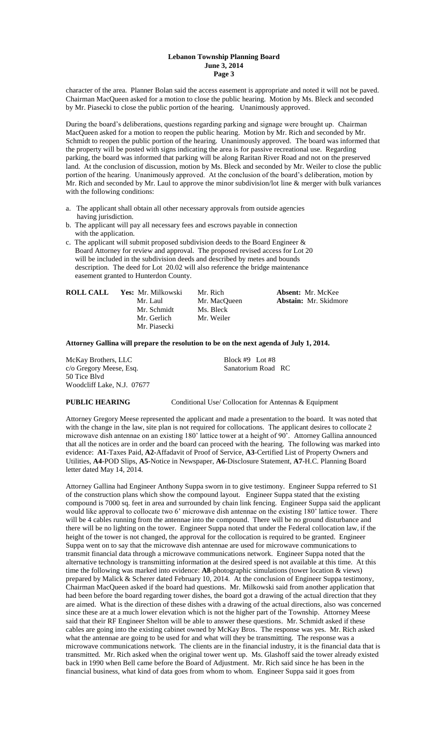character of the area. Planner Bolan said the access easement is appropriate and noted it will not be paved. Chairman MacQueen asked for a motion to close the public hearing. Motion by Ms. Bleck and seconded by Mr. Piasecki to close the public portion of the hearing. Unanimously approved.

During the board's deliberations, questions regarding parking and signage were brought up. Chairman MacQueen asked for a motion to reopen the public hearing. Motion by Mr. Rich and seconded by Mr. Schmidt to reopen the public portion of the hearing. Unanimously approved. The board was informed that the property will be posted with signs indicating the area is for passive recreational use. Regarding parking, the board was informed that parking will be along Raritan River Road and not on the preserved land. At the conclusion of discussion, motion by Ms. Bleck and seconded by Mr. Weiler to close the public portion of the hearing. Unanimously approved. At the conclusion of the board's deliberation, motion by Mr. Rich and seconded by Mr. Laul to approve the minor subdivision/lot line & merger with bulk variances with the following conditions:

a. The applicant shall obtain all other necessary approvals from outside agencies having jurisdiction.
b. The applicant will pay all necessary fees and escrows payable in connection with the application.
c. The applicant will submit proposed subdivision deeds to the Board Engineer & Board Attorney for review and approval. The proposed revised access for Lot 20 will be included in the subdivision deeds and described by metes and bounds description. The deed for Lot 20.02 will also reference the bridge maintenance easement granted to Hunterdon County.

| **ROLL CALL** | **Yes:** Mr. Milkowski | Mr. Rich | **Absent:** Mr. McKee |
|---|---|---|---|
| | Mr. Laul | Mr. MacQueen | **Abstain:** Mr. Skidmore |
| | Mr. Schmidt | Ms. Bleck | |
| | Mr. Gerlich | Mr. Weiler | |
| | Mr. Piasecki | | |

**Attorney Gallina will prepare the resolution to be on the next agenda of July 1, 2014.**

McKay Brothers, LLC
c/o Gregory Meese, Esq.
50 Tice Blvd
Woodcliff Lake, N.J. 07677

Block #9 Lot #8
Sanatorium Road RC

**PUBLIC HEARING** Conditional Use/ Collocation for Antennas & Equipment

Attorney Gregory Meese represented the applicant and made a presentation to the board. It was noted that with the change in the law, site plan is not required for collocations. The applicant desires to collocate 2 microwave dish antennae on an existing 180' lattice tower at a height of 90'. Attorney Gallina announced that all the notices are in order and the board can proceed with the hearing. The following was marked into evidence: **A1**-Taxes Paid, **A2**-Affadavit of Proof of Service, **A3**-Certified List of Property Owners and Utilities, **A4**-POD Slips, **A5**-Notice in Newspaper, **A6**-Disclosure Statement, **A7**-H.C. Planning Board letter dated May 14, 2014.

Attorney Gallina had Engineer Anthony Suppa sworn in to give testimony. Engineer Suppa referred to S1 of the construction plans which show the compound layout. Engineer Suppa stated that the existing compound is 7000 sq. feet in area and surrounded by chain link fencing. Engineer Suppa said the applicant would like approval to collocate two 6' microwave dish antennae on the existing 180' lattice tower. There will be 4 cables running from the antennae into the compound. There will be no ground disturbance and there will be no lighting on the tower. Engineer Suppa noted that under the Federal collocation law, if the height of the tower is not changed, the approval for the collocation is required to be granted. Engineer Suppa went on to say that the microwave dish antennae are used for microwave communications to transmit financial data through a microwave communications network. Engineer Suppa noted that the alternative technology is transmitting information at the desired speed is not available at this time. At this time the following was marked into evidence: **A8**-photographic simulations (tower location & views) prepared by Malick & Scherer dated February 10, 2014. At the conclusion of Engineer Suppa testimony, Chairman MacQueen asked if the board had questions. Mr. Milkowski said from another application that had been before the board regarding tower dishes, the board got a drawing of the actual direction that they are aimed. What is the direction of these dishes with a drawing of the actual directions, also was concerned since these are at a much lower elevation which is not the higher part of the Township. Attorney Meese said that their RF Engineer Shelton will be able to answer these questions. Mr. Schmidt asked if these cables are going into the existing cabinet owned by McKay Bros. The response was yes. Mr. Rich asked what the antennae are going to be used for and what will they be transmitting. The response was a microwave communications network. The clients are in the financial industry, it is the financial data that is transmitted. Mr. Rich asked when the original tower went up. Ms. Glashoff said the tower already existed back in 1990 when Bell came before the Board of Adjustment. Mr. Rich said since he has been in the financial business, what kind of data goes from whom to whom. Engineer Suppa said it goes from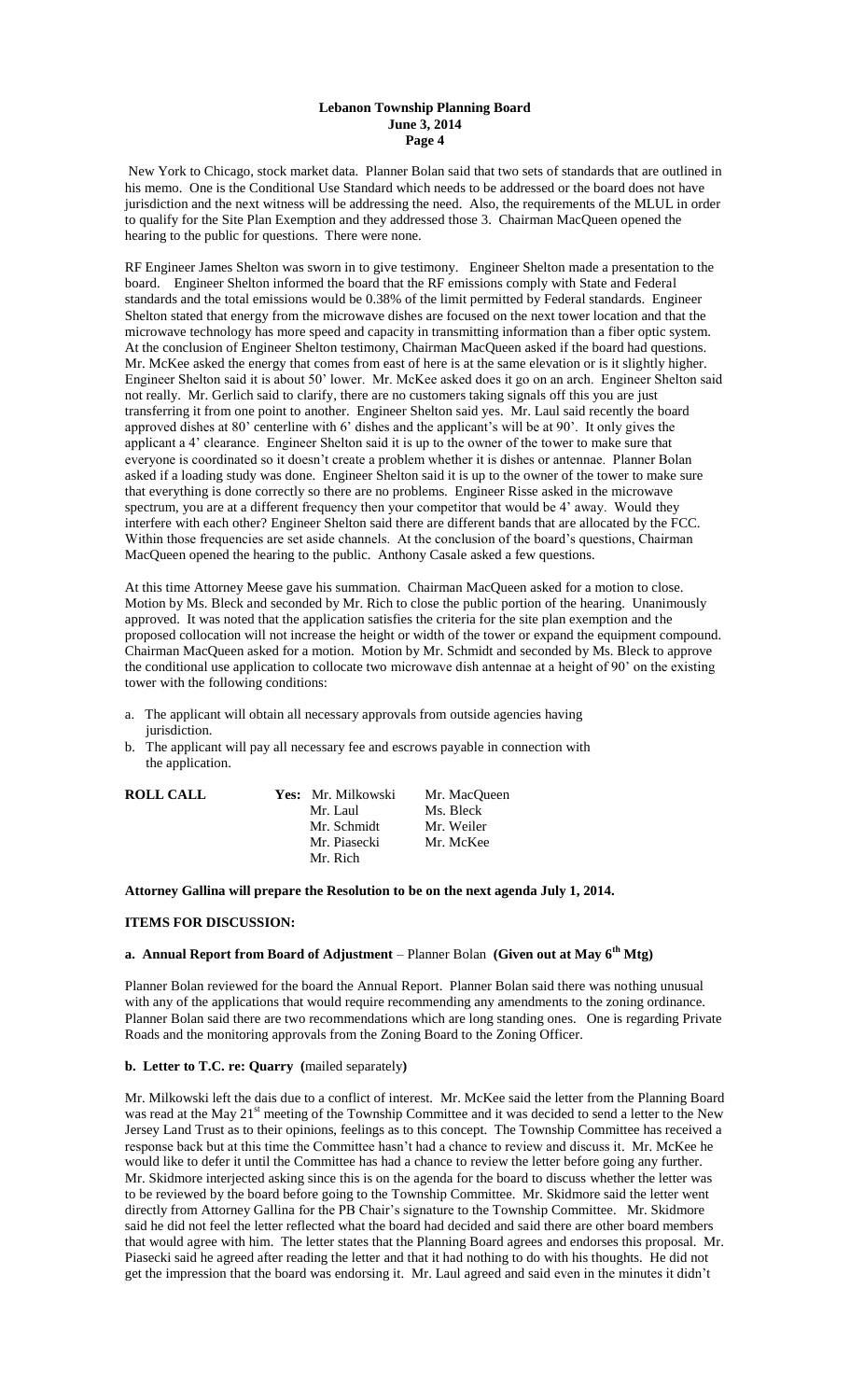New York to Chicago, stock market data. Planner Bolan said that two sets of standards that are outlined in his memo. One is the Conditional Use Standard which needs to be addressed or the board does not have jurisdiction and the next witness will be addressing the need. Also, the requirements of the MLUL in order to qualify for the Site Plan Exemption and they addressed those 3. Chairman MacQueen opened the hearing to the public for questions. There were none.

RF Engineer James Shelton was sworn in to give testimony. Engineer Shelton made a presentation to the board. Engineer Shelton informed the board that the RF emissions comply with State and Federal standards and the total emissions would be 0.38% of the limit permitted by Federal standards. Engineer Shelton stated that energy from the microwave dishes are focused on the next tower location and that the microwave technology has more speed and capacity in transmitting information than a fiber optic system. At the conclusion of Engineer Shelton testimony, Chairman MacQueen asked if the board had questions. Mr. McKee asked the energy that comes from east of here is at the same elevation or is it slightly higher. Engineer Shelton said it is about 50' lower. Mr. McKee asked does it go on an arch. Engineer Shelton said not really. Mr. Gerlich said to clarify, there are no customers taking signals off this you are just transferring it from one point to another. Engineer Shelton said yes. Mr. Laul said recently the board approved dishes at 80' centerline with 6' dishes and the applicant's will be at 90'. It only gives the applicant a 4' clearance. Engineer Shelton said it is up to the owner of the tower to make sure that everyone is coordinated so it doesn't create a problem whether it is dishes or antennae. Planner Bolan asked if a loading study was done. Engineer Shelton said it is up to the owner of the tower to make sure that everything is done correctly so there are no problems. Engineer Risse asked in the microwave spectrum, you are at a different frequency then your competitor that would be 4' away. Would they interfere with each other? Engineer Shelton said there are different bands that are allocated by the FCC. Within those frequencies are set aside channels. At the conclusion of the board's questions, Chairman MacQueen opened the hearing to the public. Anthony Casale asked a few questions.

At this time Attorney Meese gave his summation. Chairman MacQueen asked for a motion to close. Motion by Ms. Bleck and seconded by Mr. Rich to close the public portion of the hearing. Unanimously approved. It was noted that the application satisfies the criteria for the site plan exemption and the proposed collocation will not increase the height or width of the tower or expand the equipment compound. Chairman MacQueen asked for a motion. Motion by Mr. Schmidt and seconded by Ms. Bleck to approve the conditional use application to collocate two microwave dish antennae at a height of 90' on the existing tower with the following conditions:

a. The applicant will obtain all necessary approvals from outside agencies having jurisdiction.
b. The applicant will pay all necessary fee and escrows payable in connection with the application.

| **ROLL CALL** | **Yes:** Mr. Milkowski | Mr. MacQueen |
|---|---|---|
| | Mr. Laul | Ms. Bleck |
| | Mr. Schmidt | Mr. Weiler |
| | Mr. Piasecki | Mr. McKee |
| | Mr. Rich | |

**Attorney Gallina will prepare the Resolution to be on the next agenda July 1, 2014.**

**ITEMS FOR DISCUSSION:**

**a. Annual Report from Board of Adjustment** – Planner Bolan **(Given out at May 6th Mtg)**

Planner Bolan reviewed for the board the Annual Report. Planner Bolan said there was nothing unusual with any of the applications that would require recommending any amendments to the zoning ordinance. Planner Bolan said there are two recommendations which are long standing ones. One is regarding Private Roads and the monitoring approvals from the Zoning Board to the Zoning Officer.

**b. Letter to T.C. re: Quarry (**mailed separately**)**

Mr. Milkowski left the dais due to a conflict of interest. Mr. McKee said the letter from the Planning Board was read at the May 21st meeting of the Township Committee and it was decided to send a letter to the New Jersey Land Trust as to their opinions, feelings as to this concept. The Township Committee has received a response back but at this time the Committee hasn't had a chance to review and discuss it. Mr. McKee he would like to defer it until the Committee has had a chance to review the letter before going any further. Mr. Skidmore interjected asking since this is on the agenda for the board to discuss whether the letter was to be reviewed by the board before going to the Township Committee. Mr. Skidmore said the letter went directly from Attorney Gallina for the PB Chair's signature to the Township Committee. Mr. Skidmore said he did not feel the letter reflected what the board had decided and said there are other board members that would agree with him. The letter states that the Planning Board agrees and endorses this proposal. Mr. Piasecki said he agreed after reading the letter and that it had nothing to do with his thoughts. He did not get the impression that the board was endorsing it. Mr. Laul agreed and said even in the minutes it didn't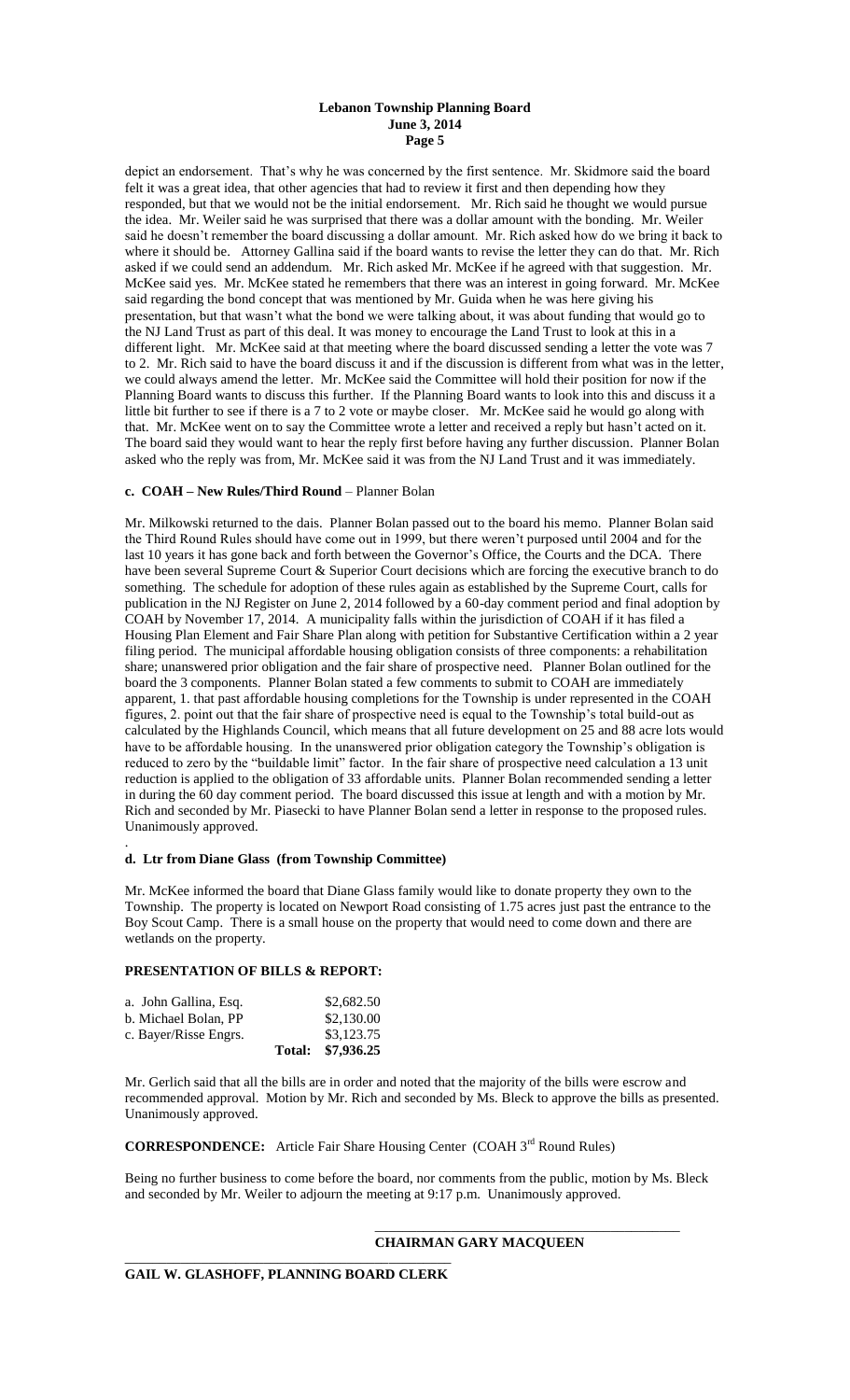depict an endorsement. That's why he was concerned by the first sentence. Mr. Skidmore said the board felt it was a great idea, that other agencies that had to review it first and then depending how they responded, but that we would not be the initial endorsement. Mr. Rich said he thought we would pursue the idea. Mr. Weiler said he was surprised that there was a dollar amount with the bonding. Mr. Weiler said he doesn't remember the board discussing a dollar amount. Mr. Rich asked how do we bring it back to where it should be. Attorney Gallina said if the board wants to revise the letter they can do that. Mr. Rich asked if we could send an addendum. Mr. Rich asked Mr. McKee if he agreed with that suggestion. Mr. McKee said yes. Mr. McKee stated he remembers that there was an interest in going forward. Mr. McKee said regarding the bond concept that was mentioned by Mr. Guida when he was here giving his presentation, but that wasn't what the bond we were talking about, it was about funding that would go to the NJ Land Trust as part of this deal. It was money to encourage the Land Trust to look at this in a different light. Mr. McKee said at that meeting where the board discussed sending a letter the vote was 7 to 2. Mr. Rich said to have the board discuss it and if the discussion is different from what was in the letter, we could always amend the letter. Mr. McKee said the Committee will hold their position for now if the Planning Board wants to discuss this further. If the Planning Board wants to look into this and discuss it a little bit further to see if there is a 7 to 2 vote or maybe closer. Mr. McKee said he would go along with that. Mr. McKee went on to say the Committee wrote a letter and received a reply but hasn't acted on it. The board said they would want to hear the reply first before having any further discussion. Planner Bolan asked who the reply was from, Mr. McKee said it was from the NJ Land Trust and it was immediately.

**c. COAH – New Rules/Third Round** – Planner Bolan

Mr. Milkowski returned to the dais. Planner Bolan passed out to the board his memo. Planner Bolan said the Third Round Rules should have come out in 1999, but there weren't purposed until 2004 and for the last 10 years it has gone back and forth between the Governor's Office, the Courts and the DCA. There have been several Supreme Court & Superior Court decisions which are forcing the executive branch to do something. The schedule for adoption of these rules again as established by the Supreme Court, calls for publication in the NJ Register on June 2, 2014 followed by a 60-day comment period and final adoption by COAH by November 17, 2014. A municipality falls within the jurisdiction of COAH if it has filed a Housing Plan Element and Fair Share Plan along with petition for Substantive Certification within a 2 year filing period. The municipal affordable housing obligation consists of three components: a rehabilitation share; unanswered prior obligation and the fair share of prospective need. Planner Bolan outlined for the board the 3 components. Planner Bolan stated a few comments to submit to COAH are immediately apparent, 1. that past affordable housing completions for the Township is under represented in the COAH figures, 2. point out that the fair share of prospective need is equal to the Township's total build-out as calculated by the Highlands Council, which means that all future development on 25 and 88 acre lots would have to be affordable housing. In the unanswered prior obligation category the Township's obligation is reduced to zero by the "buildable limit" factor. In the fair share of prospective need calculation a 13 unit reduction is applied to the obligation of 33 affordable units. Planner Bolan recommended sending a letter in during the 60 day comment period. The board discussed this issue at length and with a motion by Mr. Rich and seconded by Mr. Piasecki to have Planner Bolan send a letter in response to the proposed rules. Unanimously approved.

.

**d. Ltr from Diane Glass (from Township Committee)**

Mr. McKee informed the board that Diane Glass family would like to donate property they own to the Township. The property is located on Newport Road consisting of 1.75 acres just past the entrance to the Boy Scout Camp. There is a small house on the property that would need to come down and there are wetlands on the property.

**PRESENTATION OF BILLS & REPORT:**

| | | |
|---|---|---|
| a. John Gallina, Esq. | | $2,682.50 |
| b. Michael Bolan, PP | | $2,130.00 |
| c. Bayer/Risse Engrs. | | $3,123.75 |
| | **Total:** | **$7,936.25** |

Mr. Gerlich said that all the bills are in order and noted that the majority of the bills were escrow and recommended approval. Motion by Mr. Rich and seconded by Ms. Bleck to approve the bills as presented. Unanimously approved.

**CORRESPONDENCE:** Article Fair Share Housing Center (COAH 3rd Round Rules)

Being no further business to come before the board, nor comments from the public, motion by Ms. Bleck and seconded by Mr. Weiler to adjourn the meeting at 9:17 p.m. Unanimously approved.

\_\_\_\_\_\_\_\_\_\_\_\_\_\_\_\_\_\_\_\_\_\_\_\_\_\_\_\_\_\_\_\_\_\_\_\_\_\_\_\_\_\_\_\_

**CHAIRMAN GARY MACQUEEN**

\_\_\_\_\_\_\_\_\_\_\_\_\_\_\_\_\_\_\_\_\_\_\_\_\_\_\_\_\_\_\_\_\_\_\_\_\_\_\_\_\_\_\_\_

**GAIL W. GLASHOFF, PLANNING BOARD CLERK**